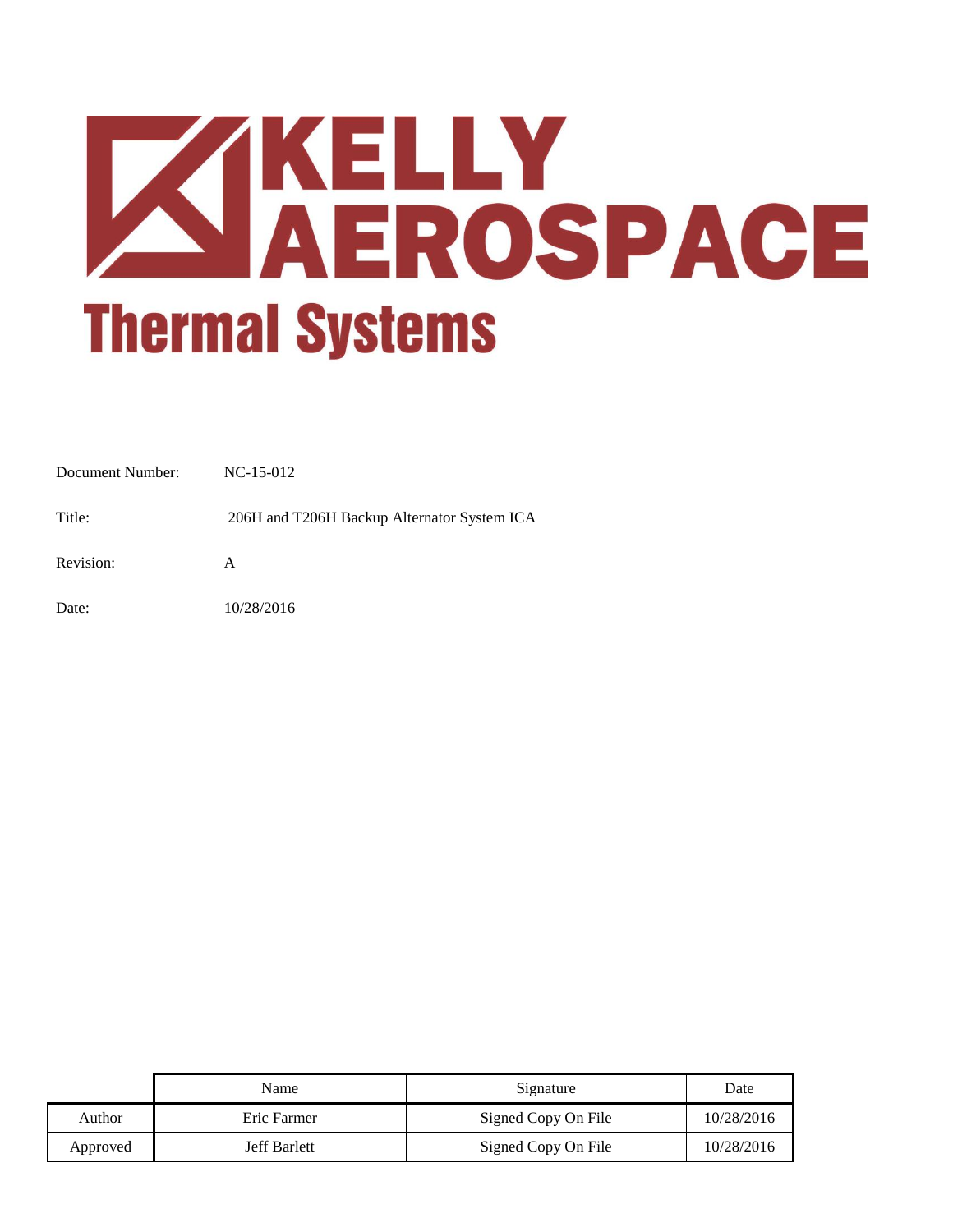# KELLY AEROSPACE

## Thermal Systems

Document Number: NC-15-012

Title: 206H and T206H Backup Alternator System ICA

Revision: A

Date: 10/28/2016

| | Name | Signature | Date |
|---|---|---|---|
| Author | Eric Farmer | Signed Copy On File | 10/28/2016 |
| Approved | Jeff Barlett | Signed Copy On File | 10/28/2016 |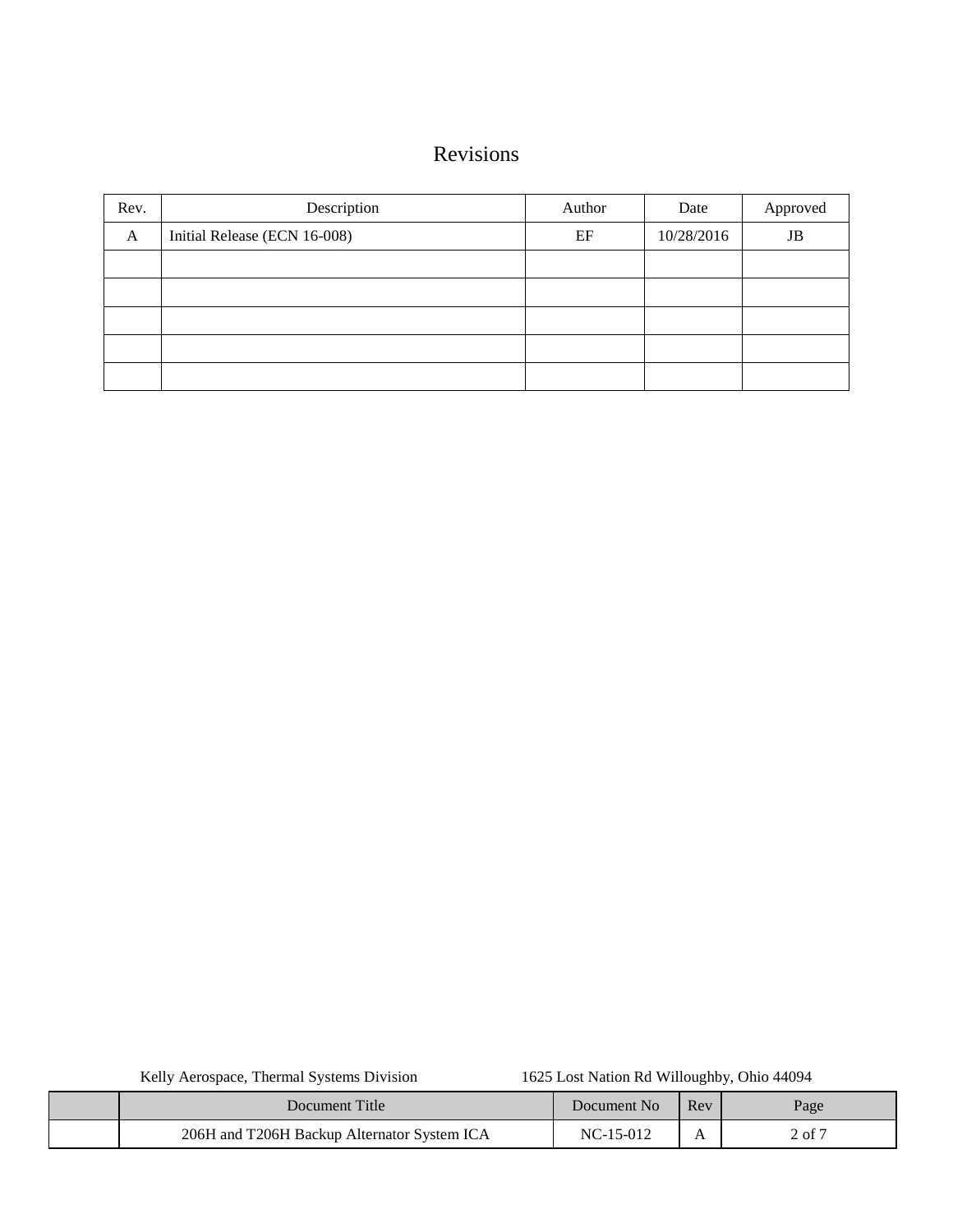# Revisions

| Rev. | Description | Author | Date | Approved |
|---|---|---|---|---|
| A | Initial Release (ECN 16-008) | EF | 10/28/2016 | JB |
| | | | | |
| | | | | |
| | | | | |
| | | | | |
| | | | | |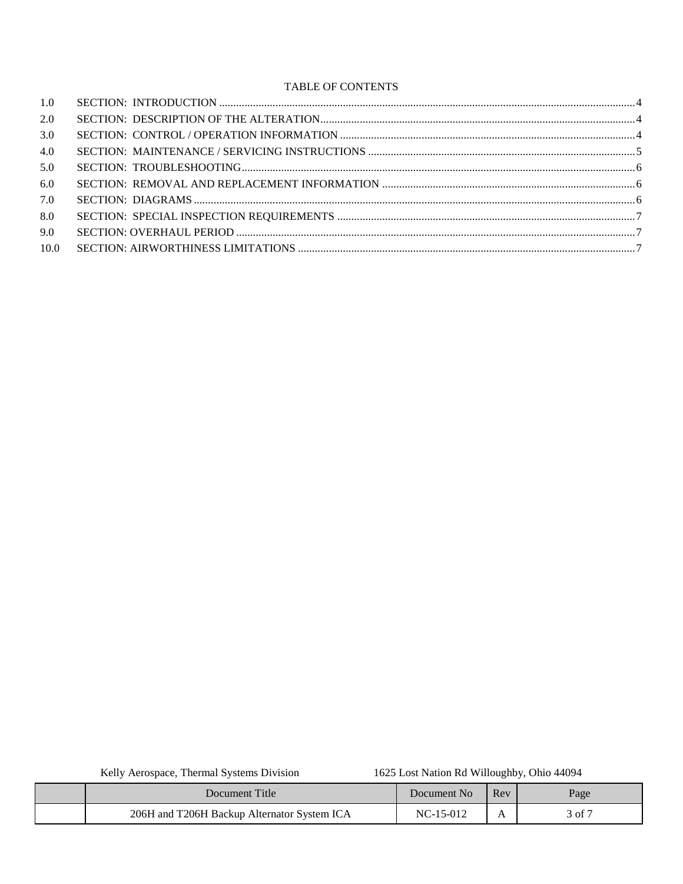# TABLE OF CONTENTS

| | | |
|---|---|---|
| 1.0 | SECTION: INTRODUCTION | 4 |
| 2.0 | SECTION: DESCRIPTION OF THE ALTERATION | 4 |
| 3.0 | SECTION: CONTROL / OPERATION INFORMATION | 4 |
| 4.0 | SECTION: MAINTENANCE / SERVICING INSTRUCTIONS | 5 |
| 5.0 | SECTION: TROUBLESHOOTING | 6 |
| 6.0 | SECTION: REMOVAL AND REPLACEMENT INFORMATION | 6 |
| 7.0 | SECTION: DIAGRAMS | 6 |
| 8.0 | SECTION: SPECIAL INSPECTION REQUIREMENTS | 7 |
| 9.0 | SECTION: OVERHAUL PERIOD | 7 |
| 10.0 | SECTION: AIRWORTHINESS LIMITATIONS | 7 |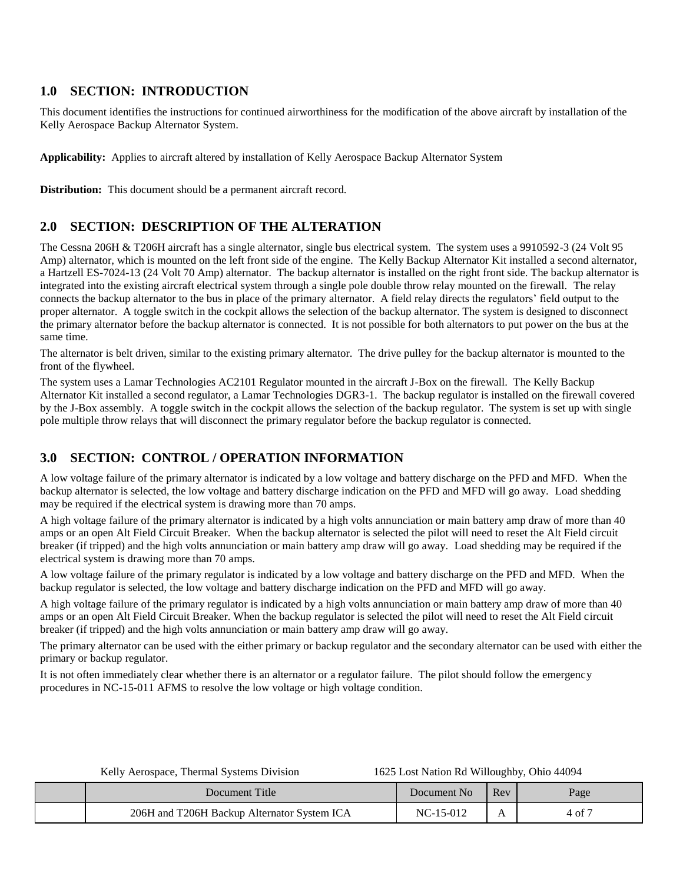## 1.0 SECTION: INTRODUCTION

This document identifies the instructions for continued airworthiness for the modification of the above aircraft by installation of the Kelly Aerospace Backup Alternator System.

**Applicability:** Applies to aircraft altered by installation of Kelly Aerospace Backup Alternator System

**Distribution:** This document should be a permanent aircraft record.

## 2.0 SECTION: DESCRIPTION OF THE ALTERATION

The Cessna 206H & T206H aircraft has a single alternator, single bus electrical system. The system uses a 9910592-3 (24 Volt 95 Amp) alternator, which is mounted on the left front side of the engine. The Kelly Backup Alternator Kit installed a second alternator, a Hartzell ES-7024-13 (24 Volt 70 Amp) alternator. The backup alternator is installed on the right front side. The backup alternator is integrated into the existing aircraft electrical system through a single pole double throw relay mounted on the firewall. The relay connects the backup alternator to the bus in place of the primary alternator. A field relay directs the regulators' field output to the proper alternator. A toggle switch in the cockpit allows the selection of the backup alternator. The system is designed to disconnect the primary alternator before the backup alternator is connected. It is not possible for both alternators to put power on the bus at the same time.

The alternator is belt driven, similar to the existing primary alternator. The drive pulley for the backup alternator is mounted to the front of the flywheel.

The system uses a Lamar Technologies AC2101 Regulator mounted in the aircraft J-Box on the firewall. The Kelly Backup Alternator Kit installed a second regulator, a Lamar Technologies DGR3-1. The backup regulator is installed on the firewall covered by the J-Box assembly. A toggle switch in the cockpit allows the selection of the backup regulator. The system is set up with single pole multiple throw relays that will disconnect the primary regulator before the backup regulator is connected.

## 3.0 SECTION: CONTROL / OPERATION INFORMATION

A low voltage failure of the primary alternator is indicated by a low voltage and battery discharge on the PFD and MFD. When the backup alternator is selected, the low voltage and battery discharge indication on the PFD and MFD will go away. Load shedding may be required if the electrical system is drawing more than 70 amps.

A high voltage failure of the primary alternator is indicated by a high volts annunciation or main battery amp draw of more than 40 amps or an open Alt Field Circuit Breaker. When the backup alternator is selected the pilot will need to reset the Alt Field circuit breaker (if tripped) and the high volts annunciation or main battery amp draw will go away. Load shedding may be required if the electrical system is drawing more than 70 amps.

A low voltage failure of the primary regulator is indicated by a low voltage and battery discharge on the PFD and MFD. When the backup regulator is selected, the low voltage and battery discharge indication on the PFD and MFD will go away.

A high voltage failure of the primary regulator is indicated by a high volts annunciation or main battery amp draw of more than 40 amps or an open Alt Field Circuit Breaker. When the backup regulator is selected the pilot will need to reset the Alt Field circuit breaker (if tripped) and the high volts annunciation or main battery amp draw will go away.

The primary alternator can be used with the either primary or backup regulator and the secondary alternator can be used with either the primary or backup regulator.

It is not often immediately clear whether there is an alternator or a regulator failure. The pilot should follow the emergency procedures in NC-15-011 AFMS to resolve the low voltage or high voltage condition.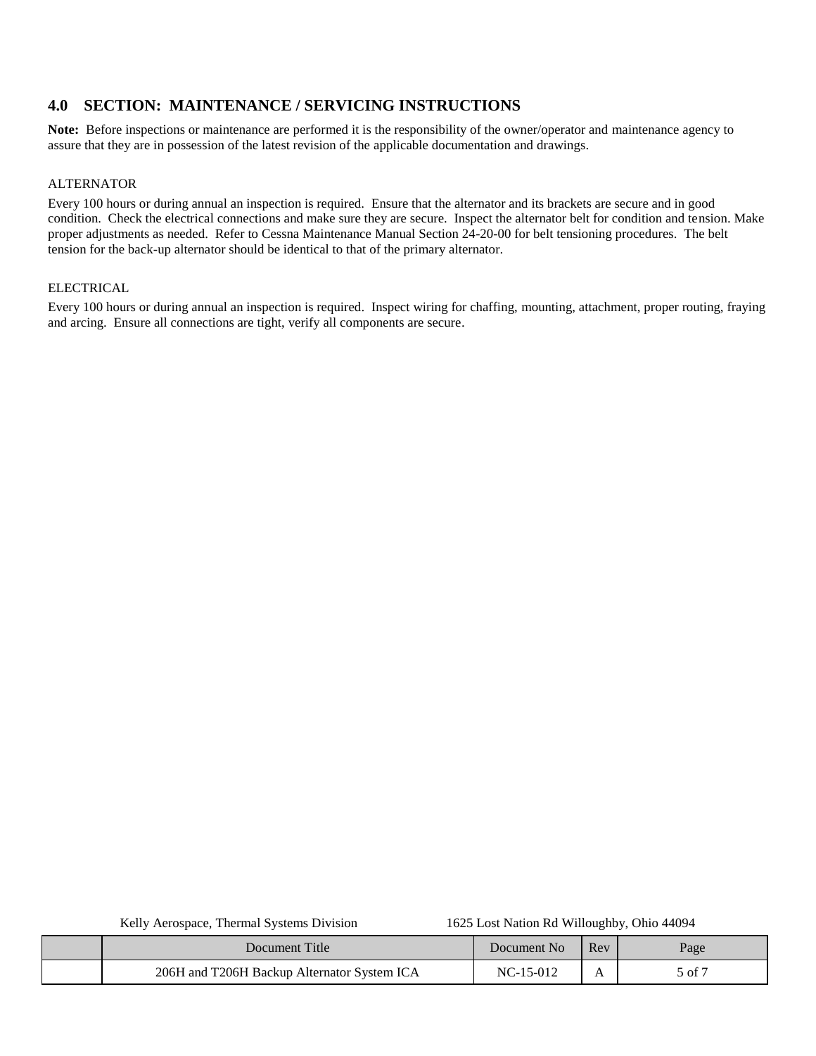## 4.0 SECTION: MAINTENANCE / SERVICING INSTRUCTIONS

**Note:** Before inspections or maintenance are performed it is the responsibility of the owner/operator and maintenance agency to assure that they are in possession of the latest revision of the applicable documentation and drawings.

ALTERNATOR

Every 100 hours or during annual an inspection is required. Ensure that the alternator and its brackets are secure and in good condition. Check the electrical connections and make sure they are secure. Inspect the alternator belt for condition and tension. Make proper adjustments as needed. Refer to Cessna Maintenance Manual Section 24-20-00 for belt tensioning procedures. The belt tension for the back-up alternator should be identical to that of the primary alternator.

ELECTRICAL

Every 100 hours or during annual an inspection is required. Inspect wiring for chaffing, mounting, attachment, proper routing, fraying and arcing. Ensure all connections are tight, verify all components are secure.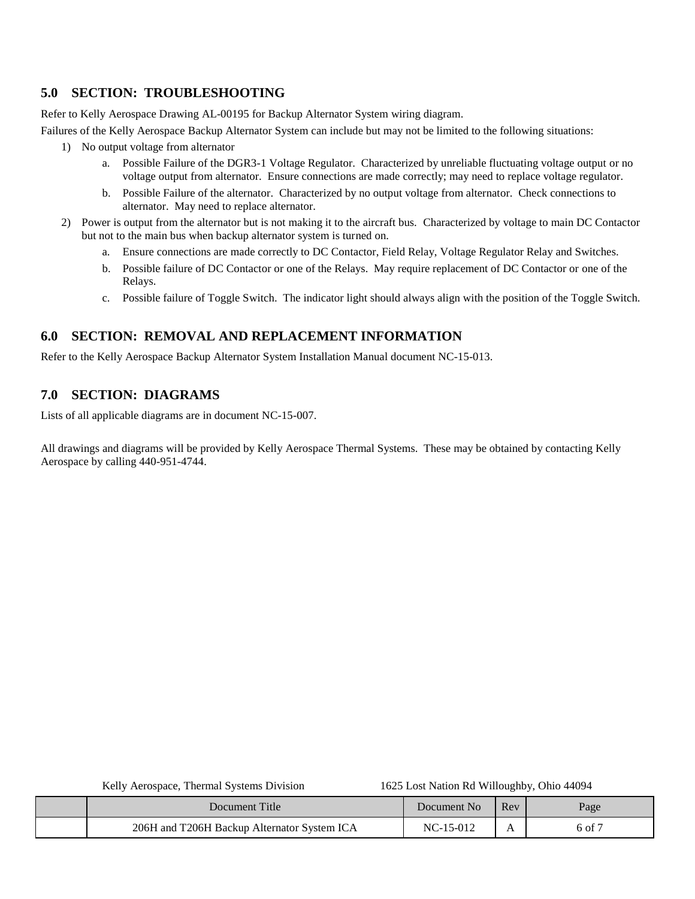## 5.0 SECTION: TROUBLESHOOTING

Refer to Kelly Aerospace Drawing AL-00195 for Backup Alternator System wiring diagram.

Failures of the Kelly Aerospace Backup Alternator System can include but may not be limited to the following situations:

1) No output voltage from alternator
   a. Possible Failure of the DGR3-1 Voltage Regulator. Characterized by unreliable fluctuating voltage output or no voltage output from alternator. Ensure connections are made correctly; may need to replace voltage regulator.
   b. Possible Failure of the alternator. Characterized by no output voltage from alternator. Check connections to alternator. May need to replace alternator.
2) Power is output from the alternator but is not making it to the aircraft bus. Characterized by voltage to main DC Contactor but not to the main bus when backup alternator system is turned on.
   a. Ensure connections are made correctly to DC Contactor, Field Relay, Voltage Regulator Relay and Switches.
   b. Possible failure of DC Contactor or one of the Relays. May require replacement of DC Contactor or one of the Relays.
   c. Possible failure of Toggle Switch. The indicator light should always align with the position of the Toggle Switch.

## 6.0 SECTION: REMOVAL AND REPLACEMENT INFORMATION

Refer to the Kelly Aerospace Backup Alternator System Installation Manual document NC-15-013.

## 7.0 SECTION: DIAGRAMS

Lists of all applicable diagrams are in document NC-15-007.

All drawings and diagrams will be provided by Kelly Aerospace Thermal Systems. These may be obtained by contacting Kelly Aerospace by calling 440-951-4744.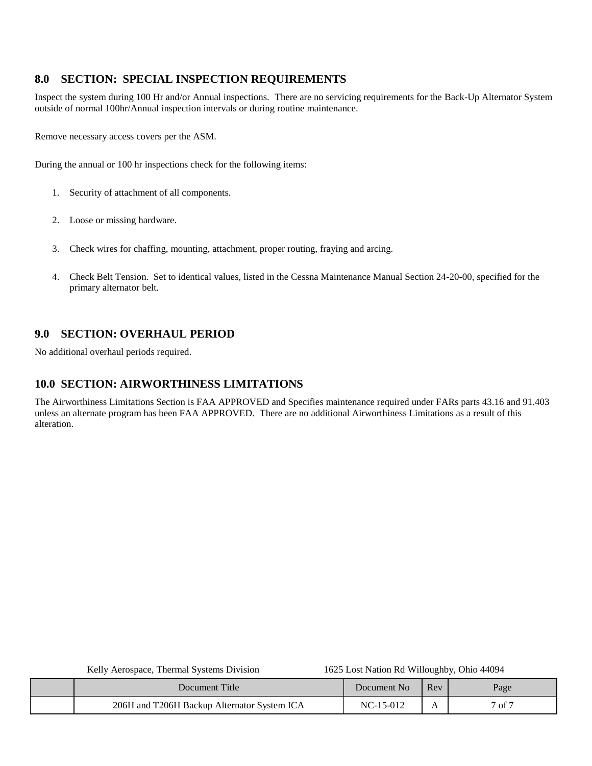## 8.0 SECTION: SPECIAL INSPECTION REQUIREMENTS

Inspect the system during 100 Hr and/or Annual inspections. There are no servicing requirements for the Back-Up Alternator System outside of normal 100hr/Annual inspection intervals or during routine maintenance.

Remove necessary access covers per the ASM.

During the annual or 100 hr inspections check for the following items:

1. Security of attachment of all components.

2. Loose or missing hardware.

3. Check wires for chaffing, mounting, attachment, proper routing, fraying and arcing.

4. Check Belt Tension. Set to identical values, listed in the Cessna Maintenance Manual Section 24-20-00, specified for the primary alternator belt.

## 9.0 SECTION: OVERHAUL PERIOD

No additional overhaul periods required.

## 10.0 SECTION: AIRWORTHINESS LIMITATIONS

The Airworthiness Limitations Section is FAA APPROVED and Specifies maintenance required under FARs parts 43.16 and 91.403 unless an alternate program has been FAA APPROVED. There are no additional Airworthiness Limitations as a result of this alteration.